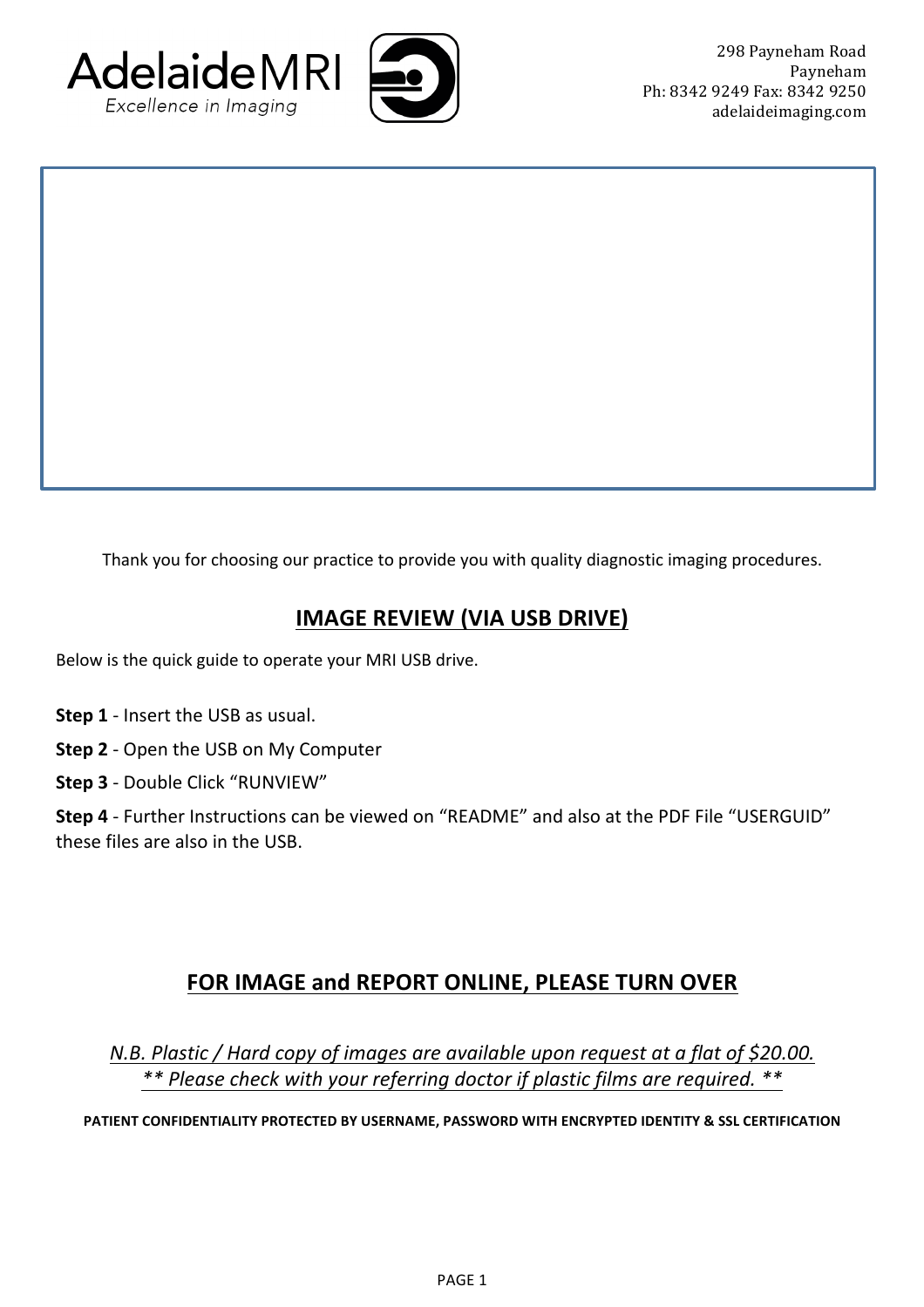AdelaideMRI
Excellence in Imaging

298 Payneham Road
Payneham
Ph: 8342 9249 Fax: 8342 9250
adelaideimaging.com

Thank you for choosing our practice to provide you with quality diagnostic imaging procedures.

## IMAGE REVIEW (VIA USB DRIVE)

Below is the quick guide to operate your MRI USB drive.

**Step 1** - Insert the USB as usual.

**Step 2** - Open the USB on My Computer

**Step 3** - Double Click "RUNVIEW"

**Step 4** - Further Instructions can be viewed on "README" and also at the PDF File "USERGUID" these files are also in the USB.

## FOR IMAGE and REPORT ONLINE, PLEASE TURN OVER

*N.B. Plastic / Hard copy of images are available upon request at a flat of $20.00.*
*** Please check with your referring doctor if plastic films are required. ***

**PATIENT CONFIDENTIALITY PROTECTED BY USERNAME, PASSWORD WITH ENCRYPTED IDENTITY & SSL CERTIFICATION**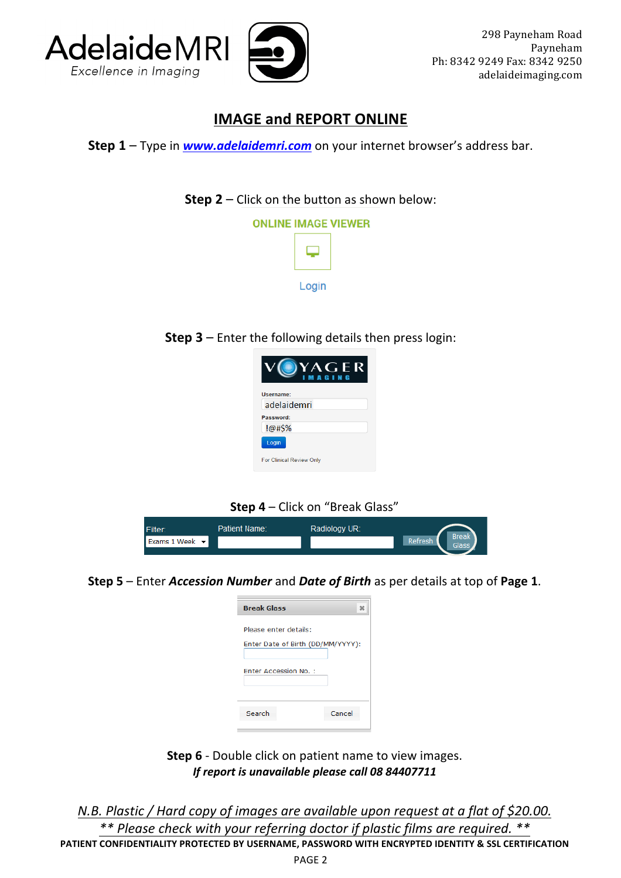AdelaideMRI
*Excellence in Imaging*

298 Payneham Road
Payneham
Ph: 8342 9249 Fax: 8342 9250
adelaideimaging.com

# IMAGE and REPORT ONLINE

**Step 1** – Type in ***www.adelaidemri.com*** on your internet browser's address bar.

**Step 2** – Click on the button as shown below:

ONLINE IMAGE VIEWER

Login

**Step 3** – Enter the following details then press login:

VOYAGER IMAGING

Username:
adelaidemri

Password:
!@#$%

Login

For Clinical Review Only

**Step 4** – Click on "Break Glass"

Filter: Exams 1 Week | Patient Name: | Radiology UR: | Refresh | Break Glass

**Step 5** – Enter ***Accession Number*** and ***Date of Birth*** as per details at top of **Page 1**.

Break Glass

Please enter details:

Enter Date of Birth (DD/MM/YYYY):

Enter Accession No. :

Search | Cancel

**Step 6** - Double click on patient name to view images.
***If report is unavailable please call 08 84407711***

*N.B. Plastic / Hard copy of images are available upon request at a flat of $20.00.*
*\*\* Please check with your referring doctor if plastic films are required. \*\**

**PATIENT CONFIDENTIALITY PROTECTED BY USERNAME, PASSWORD WITH ENCRYPTED IDENTITY & SSL CERTIFICATION**